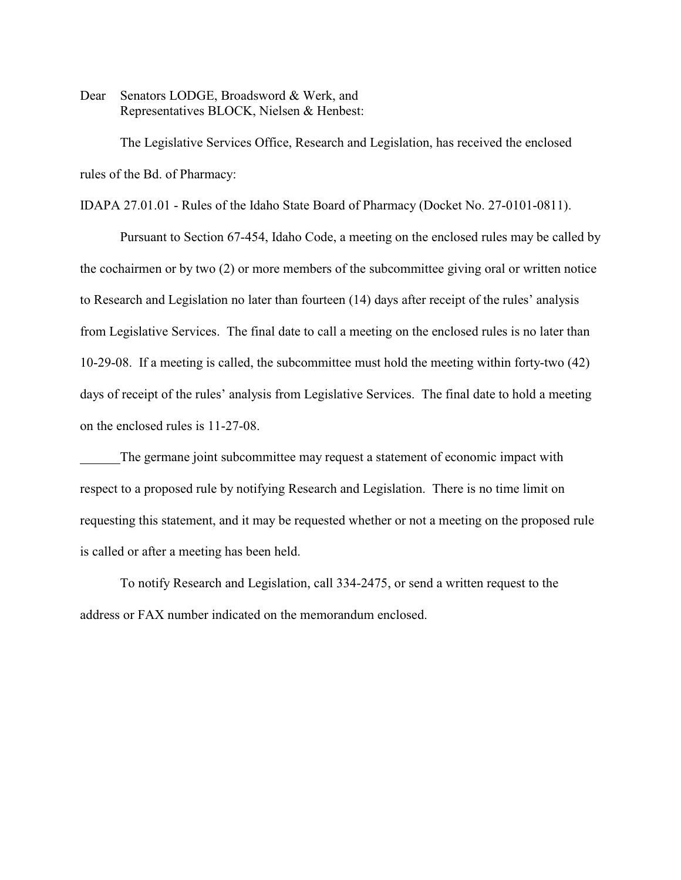Dear Senators LODGE, Broadsword & Werk, and
Representatives BLOCK, Nielsen & Henbest:

The Legislative Services Office, Research and Legislation, has received the enclosed rules of the Bd. of Pharmacy:

IDAPA 27.01.01 - Rules of the Idaho State Board of Pharmacy (Docket No. 27-0101-0811).

Pursuant to Section 67-454, Idaho Code, a meeting on the enclosed rules may be called by the cochairmen or by two (2) or more members of the subcommittee giving oral or written notice to Research and Legislation no later than fourteen (14) days after receipt of the rules' analysis from Legislative Services. The final date to call a meeting on the enclosed rules is no later than 10-29-08. If a meeting is called, the subcommittee must hold the meeting within forty-two (42) days of receipt of the rules' analysis from Legislative Services. The final date to hold a meeting on the enclosed rules is 11-27-08.

______The germane joint subcommittee may request a statement of economic impact with respect to a proposed rule by notifying Research and Legislation. There is no time limit on requesting this statement, and it may be requested whether or not a meeting on the proposed rule is called or after a meeting has been held.

To notify Research and Legislation, call 334-2475, or send a written request to the address or FAX number indicated on the memorandum enclosed.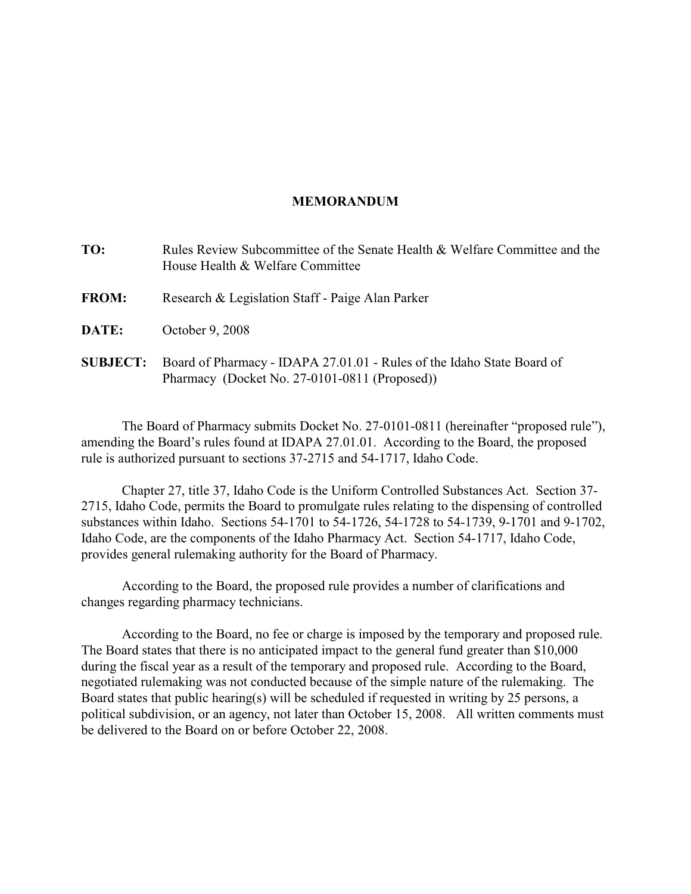# MEMORANDUM

**TO:** Rules Review Subcommittee of the Senate Health & Welfare Committee and the House Health & Welfare Committee

**FROM:** Research & Legislation Staff - Paige Alan Parker

**DATE:** October 9, 2008

**SUBJECT:** Board of Pharmacy - IDAPA 27.01.01 - Rules of the Idaho State Board of Pharmacy (Docket No. 27-0101-0811 (Proposed))

The Board of Pharmacy submits Docket No. 27-0101-0811 (hereinafter "proposed rule"), amending the Board's rules found at IDAPA 27.01.01. According to the Board, the proposed rule is authorized pursuant to sections 37-2715 and 54-1717, Idaho Code.

Chapter 27, title 37, Idaho Code is the Uniform Controlled Substances Act. Section 37-2715, Idaho Code, permits the Board to promulgate rules relating to the dispensing of controlled substances within Idaho. Sections 54-1701 to 54-1726, 54-1728 to 54-1739, 9-1701 and 9-1702, Idaho Code, are the components of the Idaho Pharmacy Act. Section 54-1717, Idaho Code, provides general rulemaking authority for the Board of Pharmacy.

According to the Board, the proposed rule provides a number of clarifications and changes regarding pharmacy technicians.

According to the Board, no fee or charge is imposed by the temporary and proposed rule. The Board states that there is no anticipated impact to the general fund greater than $10,000 during the fiscal year as a result of the temporary and proposed rule. According to the Board, negotiated rulemaking was not conducted because of the simple nature of the rulemaking. The Board states that public hearing(s) will be scheduled if requested in writing by 25 persons, a political subdivision, or an agency, not later than October 15, 2008. All written comments must be delivered to the Board on or before October 22, 2008.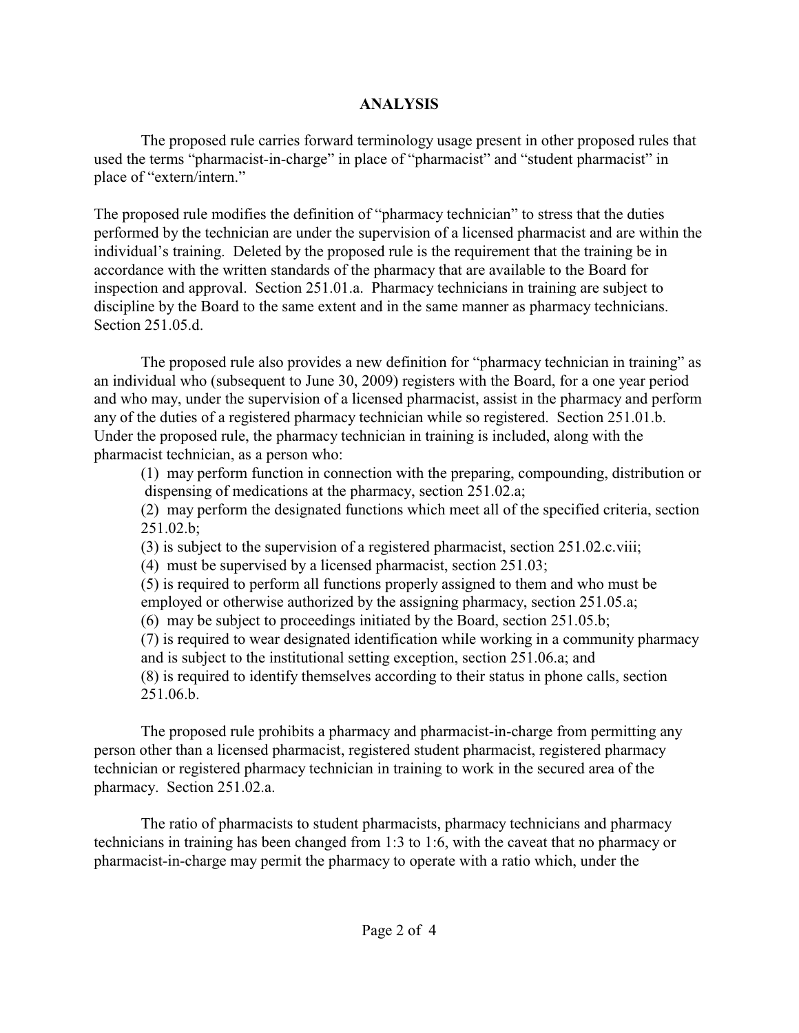## ANALYSIS

The proposed rule carries forward terminology usage present in other proposed rules that used the terms "pharmacist-in-charge" in place of "pharmacist" and "student pharmacist" in place of "extern/intern."

The proposed rule modifies the definition of "pharmacy technician" to stress that the duties performed by the technician are under the supervision of a licensed pharmacist and are within the individual's training. Deleted by the proposed rule is the requirement that the training be in accordance with the written standards of the pharmacy that are available to the Board for inspection and approval. Section 251.01.a. Pharmacy technicians in training are subject to discipline by the Board to the same extent and in the same manner as pharmacy technicians. Section 251.05.d.

The proposed rule also provides a new definition for "pharmacy technician in training" as an individual who (subsequent to June 30, 2009) registers with the Board, for a one year period and who may, under the supervision of a licensed pharmacist, assist in the pharmacy and perform any of the duties of a registered pharmacy technician while so registered. Section 251.01.b. Under the proposed rule, the pharmacy technician in training is included, along with the pharmacist technician, as a person who:

(1) may perform function in connection with the preparing, compounding, distribution or dispensing of medications at the pharmacy, section 251.02.a;
(2) may perform the designated functions which meet all of the specified criteria, section 251.02.b;
(3) is subject to the supervision of a registered pharmacist, section 251.02.c.viii;
(4) must be supervised by a licensed pharmacist, section 251.03;
(5) is required to perform all functions properly assigned to them and who must be employed or otherwise authorized by the assigning pharmacy, section 251.05.a;
(6) may be subject to proceedings initiated by the Board, section 251.05.b;
(7) is required to wear designated identification while working in a community pharmacy and is subject to the institutional setting exception, section 251.06.a; and
(8) is required to identify themselves according to their status in phone calls, section 251.06.b.

The proposed rule prohibits a pharmacy and pharmacist-in-charge from permitting any person other than a licensed pharmacist, registered student pharmacist, registered pharmacy technician or registered pharmacy technician in training to work in the secured area of the pharmacy. Section 251.02.a.

The ratio of pharmacists to student pharmacists, pharmacy technicians and pharmacy technicians in training has been changed from 1:3 to 1:6, with the caveat that no pharmacy or pharmacist-in-charge may permit the pharmacy to operate with a ratio which, under the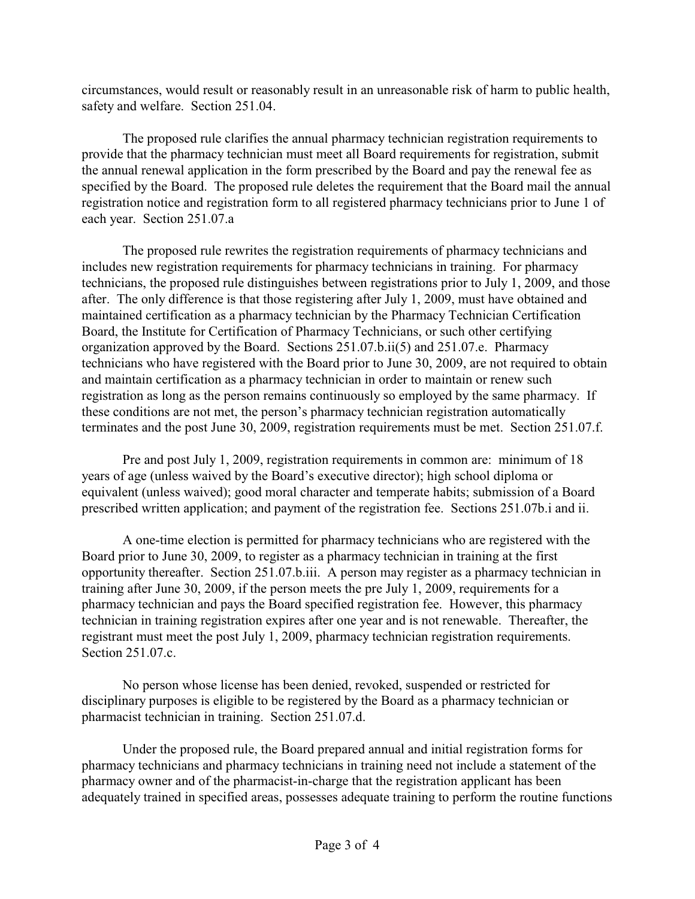circumstances, would result or reasonably result in an unreasonable risk of harm to public health, safety and welfare. Section 251.04.

The proposed rule clarifies the annual pharmacy technician registration requirements to provide that the pharmacy technician must meet all Board requirements for registration, submit the annual renewal application in the form prescribed by the Board and pay the renewal fee as specified by the Board. The proposed rule deletes the requirement that the Board mail the annual registration notice and registration form to all registered pharmacy technicians prior to June 1 of each year. Section 251.07.a

The proposed rule rewrites the registration requirements of pharmacy technicians and includes new registration requirements for pharmacy technicians in training. For pharmacy technicians, the proposed rule distinguishes between registrations prior to July 1, 2009, and those after. The only difference is that those registering after July 1, 2009, must have obtained and maintained certification as a pharmacy technician by the Pharmacy Technician Certification Board, the Institute for Certification of Pharmacy Technicians, or such other certifying organization approved by the Board. Sections 251.07.b.ii(5) and 251.07.e. Pharmacy technicians who have registered with the Board prior to June 30, 2009, are not required to obtain and maintain certification as a pharmacy technician in order to maintain or renew such registration as long as the person remains continuously so employed by the same pharmacy. If these conditions are not met, the person's pharmacy technician registration automatically terminates and the post June 30, 2009, registration requirements must be met. Section 251.07.f.

Pre and post July 1, 2009, registration requirements in common are: minimum of 18 years of age (unless waived by the Board's executive director); high school diploma or equivalent (unless waived); good moral character and temperate habits; submission of a Board prescribed written application; and payment of the registration fee. Sections 251.07b.i and ii.

A one-time election is permitted for pharmacy technicians who are registered with the Board prior to June 30, 2009, to register as a pharmacy technician in training at the first opportunity thereafter. Section 251.07.b.iii. A person may register as a pharmacy technician in training after June 30, 2009, if the person meets the pre July 1, 2009, requirements for a pharmacy technician and pays the Board specified registration fee. However, this pharmacy technician in training registration expires after one year and is not renewable. Thereafter, the registrant must meet the post July 1, 2009, pharmacy technician registration requirements. Section 251.07.c.

No person whose license has been denied, revoked, suspended or restricted for disciplinary purposes is eligible to be registered by the Board as a pharmacy technician or pharmacist technician in training. Section 251.07.d.

Under the proposed rule, the Board prepared annual and initial registration forms for pharmacy technicians and pharmacy technicians in training need not include a statement of the pharmacy owner and of the pharmacist-in-charge that the registration applicant has been adequately trained in specified areas, possesses adequate training to perform the routine functions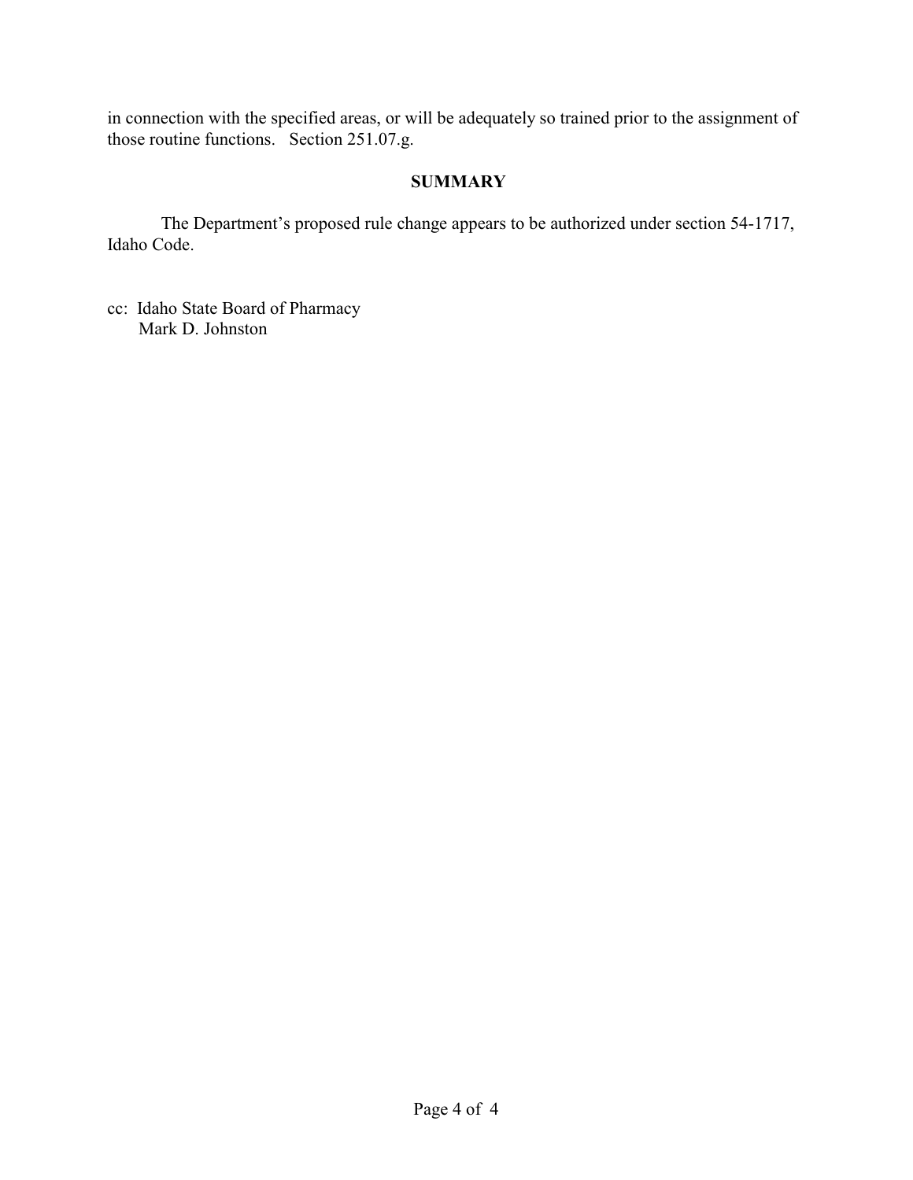in connection with the specified areas, or will be adequately so trained prior to the assignment of those routine functions. Section 251.07.g.

## SUMMARY

The Department's proposed rule change appears to be authorized under section 54-1717, Idaho Code.

cc: Idaho State Board of Pharmacy
Mark D. Johnston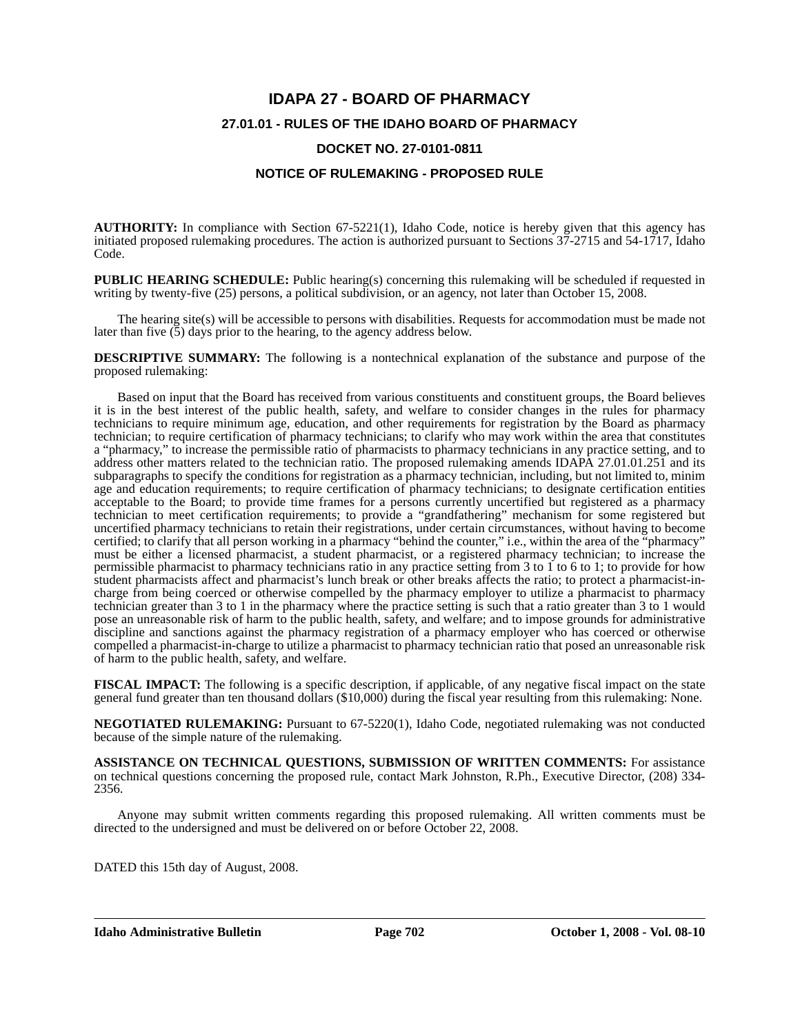# IDAPA 27 - BOARD OF PHARMACY

## 27.01.01 - RULES OF THE IDAHO BOARD OF PHARMACY

## DOCKET NO. 27-0101-0811

## NOTICE OF RULEMAKING - PROPOSED RULE

**AUTHORITY:** In compliance with Section 67-5221(1), Idaho Code, notice is hereby given that this agency has initiated proposed rulemaking procedures. The action is authorized pursuant to Sections 37-2715 and 54-1717, Idaho Code.

**PUBLIC HEARING SCHEDULE:** Public hearing(s) concerning this rulemaking will be scheduled if requested in writing by twenty-five (25) persons, a political subdivision, or an agency, not later than October 15, 2008.

The hearing site(s) will be accessible to persons with disabilities. Requests for accommodation must be made not later than five (5) days prior to the hearing, to the agency address below.

**DESCRIPTIVE SUMMARY:** The following is a nontechnical explanation of the substance and purpose of the proposed rulemaking:

Based on input that the Board has received from various constituents and constituent groups, the Board believes it is in the best interest of the public health, safety, and welfare to consider changes in the rules for pharmacy technicians to require minimum age, education, and other requirements for registration by the Board as pharmacy technician; to require certification of pharmacy technicians; to clarify who may work within the area that constitutes a "pharmacy," to increase the permissible ratio of pharmacists to pharmacy technicians in any practice setting, and to address other matters related to the technician ratio. The proposed rulemaking amends IDAPA 27.01.01.251 and its subparagraphs to specify the conditions for registration as a pharmacy technician, including, but not limited to, minim age and education requirements; to require certification of pharmacy technicians; to designate certification entities acceptable to the Board; to provide time frames for a persons currently uncertified but registered as a pharmacy technician to meet certification requirements; to provide a "grandfathering" mechanism for some registered but uncertified pharmacy technicians to retain their registrations, under certain circumstances, without having to become certified; to clarify that all person working in a pharmacy "behind the counter," i.e., within the area of the "pharmacy" must be either a licensed pharmacist, a student pharmacist, or a registered pharmacy technician; to increase the permissible pharmacist to pharmacy technicians ratio in any practice setting from 3 to 1 to 6 to 1; to provide for how student pharmacists affect and pharmacist's lunch break or other breaks affects the ratio; to protect a pharmacist-in-charge from being coerced or otherwise compelled by the pharmacy employer to utilize a pharmacist to pharmacy technician greater than 3 to 1 in the pharmacy where the practice setting is such that a ratio greater than 3 to 1 would pose an unreasonable risk of harm to the public health, safety, and welfare; and to impose grounds for administrative discipline and sanctions against the pharmacy registration of a pharmacy employer who has coerced or otherwise compelled a pharmacist-in-charge to utilize a pharmacist to pharmacy technician ratio that posed an unreasonable risk of harm to the public health, safety, and welfare.

**FISCAL IMPACT:** The following is a specific description, if applicable, of any negative fiscal impact on the state general fund greater than ten thousand dollars ($10,000) during the fiscal year resulting from this rulemaking: None.

**NEGOTIATED RULEMAKING:** Pursuant to 67-5220(1), Idaho Code, negotiated rulemaking was not conducted because of the simple nature of the rulemaking.

**ASSISTANCE ON TECHNICAL QUESTIONS, SUBMISSION OF WRITTEN COMMENTS:** For assistance on technical questions concerning the proposed rule, contact Mark Johnston, R.Ph., Executive Director, (208) 334-2356.

Anyone may submit written comments regarding this proposed rulemaking. All written comments must be directed to the undersigned and must be delivered on or before October 22, 2008.

DATED this 15th day of August, 2008.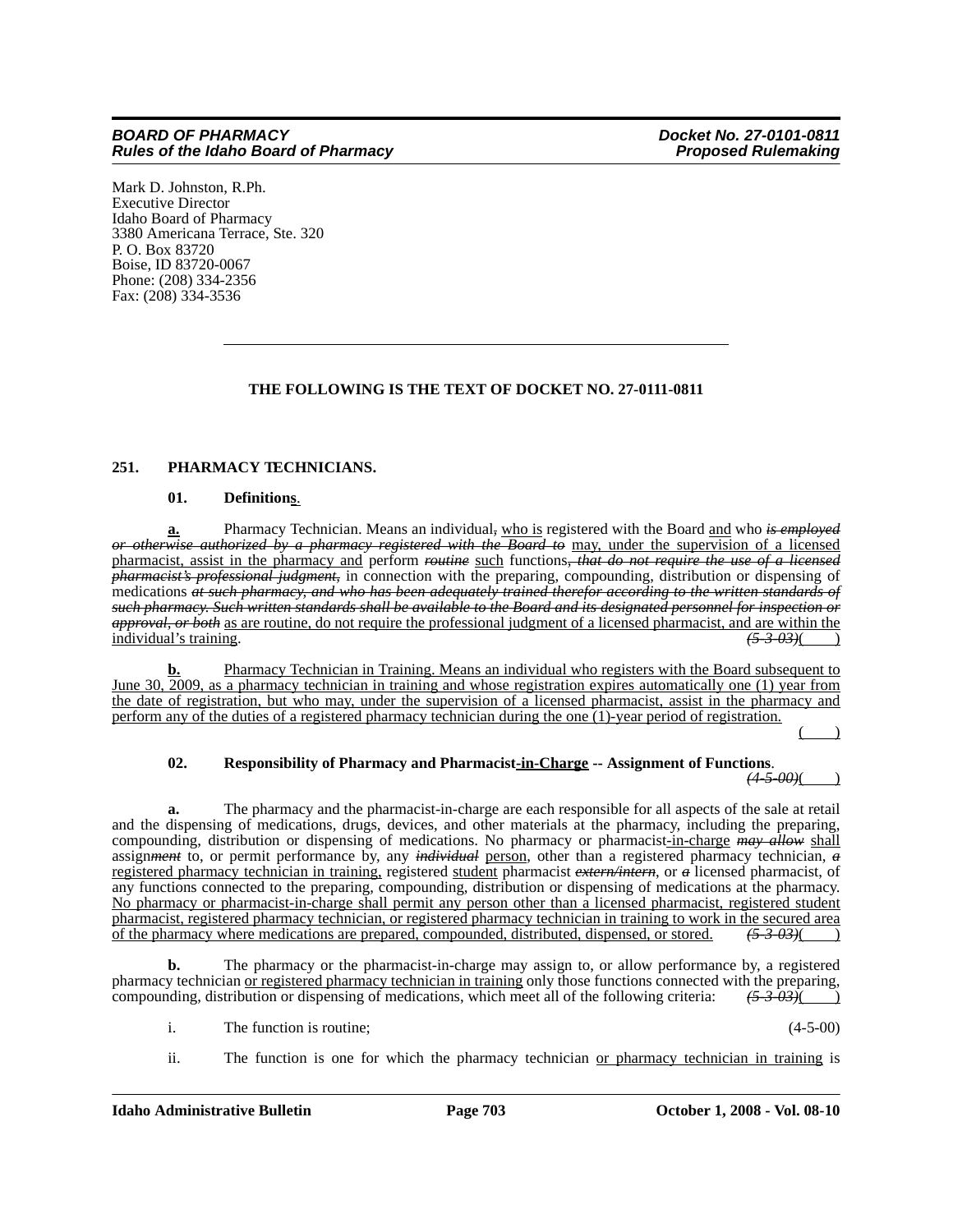Mark D. Johnston, R.Ph.
Executive Director
Idaho Board of Pharmacy
3380 Americana Terrace, Ste. 320
P. O. Box 83720
Boise, ID 83720-0067
Phone: (208) 334-2356
Fax: (208) 334-3536

---

**THE FOLLOWING IS THE TEXT OF DOCKET NO. 27-0111-0811**

**251. PHARMACY TECHNICIANS.**

**01. Definitions.**

**a.** Pharmacy Technician. Means an individual, who is registered with the Board and who ~~is employed or otherwise authorized by a pharmacy registered with the Board to~~ may, under the supervision of a licensed pharmacist, assist in the pharmacy and perform ~~routine~~ such functions~~, that do not require the use of a licensed pharmacist's professional judgment,~~ in connection with the preparing, compounding, distribution or dispensing of medications ~~at such pharmacy, and who has been adequately trained therefor according to the written standards of such pharmacy. Such written standards shall be available to the Board and its designated personnel for inspection or approval, or both~~ as are routine, do not require the professional judgment of a licensed pharmacist, and are within the individual's training. ~~(5-3-03)~~( )

**b.** Pharmacy Technician in Training. Means an individual who registers with the Board subsequent to June 30, 2009, as a pharmacy technician in training and whose registration expires automatically one (1) year from the date of registration, but who may, under the supervision of a licensed pharmacist, assist in the pharmacy and perform any of the duties of a registered pharmacy technician during the one (1)-year period of registration. ( )

**02. Responsibility of Pharmacy and Pharmacist-in-Charge -- Assignment of Functions.** ~~(4-5-00)~~( )

**a.** The pharmacy and the pharmacist-in-charge are each responsible for all aspects of the sale at retail and the dispensing of medications, drugs, devices, and other materials at the pharmacy, including the preparing, compounding, distribution or dispensing of medications. No pharmacy or pharmacist-in-charge ~~may allow~~ shall assign~~ment~~ to, or permit performance by, any ~~individual~~ person, other than a registered pharmacy technician, ~~a~~ registered pharmacy technician in training, registered student pharmacist ~~extern/intern~~, or ~~a~~ licensed pharmacist, of any functions connected to the preparing, compounding, distribution or dispensing of medications at the pharmacy. No pharmacy or pharmacist-in-charge shall permit any person other than a licensed pharmacist, registered student pharmacist, registered pharmacy technician, or registered pharmacy technician in training to work in the secured area of the pharmacy where medications are prepared, compounded, distributed, dispensed, or stored. ~~(5-3-03)~~( )

**b.** The pharmacy or the pharmacist-in-charge may assign to, or allow performance by, a registered pharmacy technician or registered pharmacy technician in training only those functions connected with the preparing, compounding, distribution or dispensing of medications, which meet all of the following criteria: ~~(5-3-03)~~( )

i. The function is routine; (4-5-00)

ii. The function is one for which the pharmacy technician or pharmacy technician in training is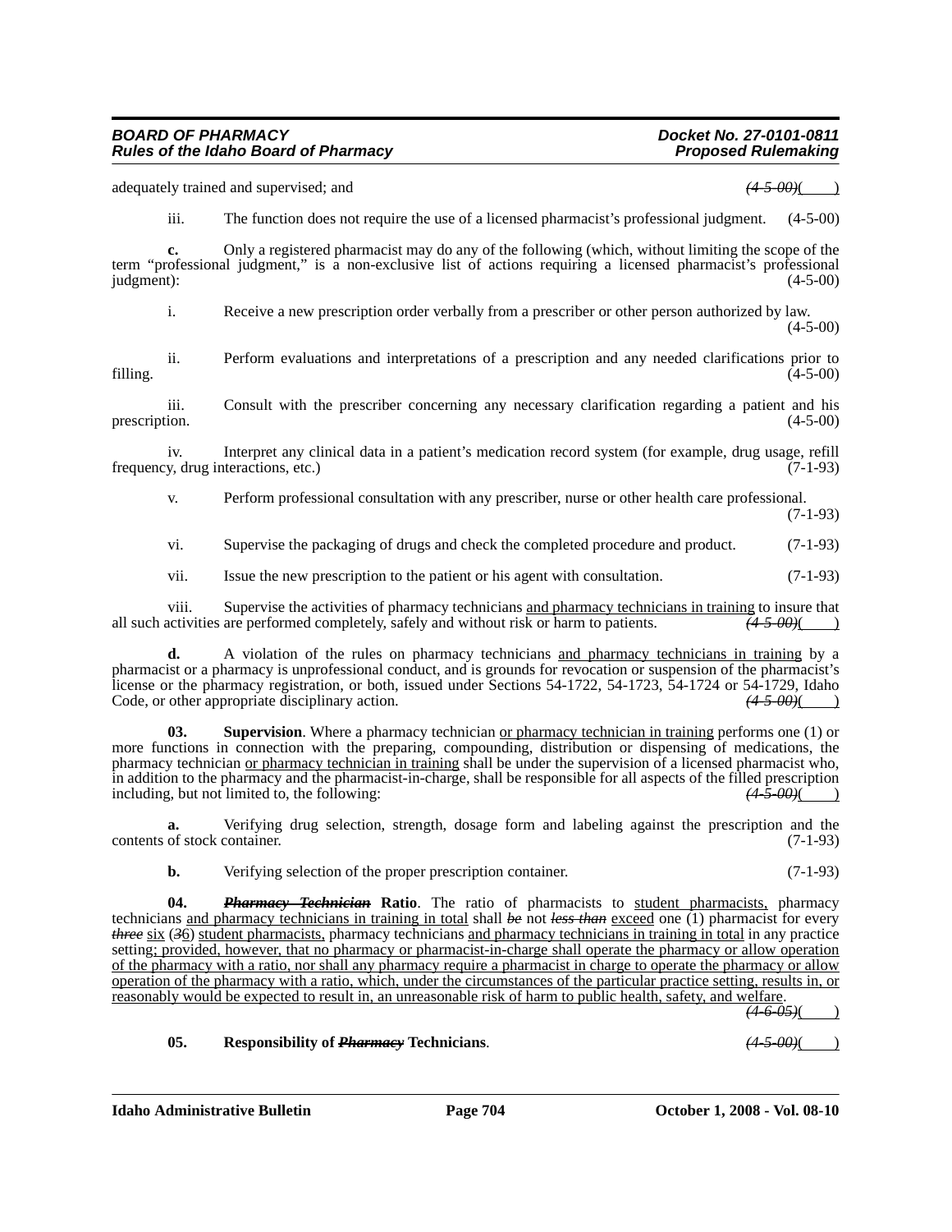adequately trained and supervised; and ~~(4-5-00)~~( )

iii. The function does not require the use of a licensed pharmacist's professional judgment. (4-5-00)

**c.** Only a registered pharmacist may do any of the following (which, without limiting the scope of the term "professional judgment," is a non-exclusive list of actions requiring a licensed pharmacist's professional judgment): (4-5-00)

i. Receive a new prescription order verbally from a prescriber or other person authorized by law. (4-5-00)

ii. Perform evaluations and interpretations of a prescription and any needed clarifications prior to filling. (4-5-00)

iii. Consult with the prescriber concerning any necessary clarification regarding a patient and his prescription. (4-5-00)

iv. Interpret any clinical data in a patient's medication record system (for example, drug usage, refill frequency, drug interactions, etc.) (7-1-93)

v. Perform professional consultation with any prescriber, nurse or other health care professional. (7-1-93)

vi. Supervise the packaging of drugs and check the completed procedure and product. (7-1-93)

vii. Issue the new prescription to the patient or his agent with consultation. (7-1-93)

viii. Supervise the activities of pharmacy technicians <u>and pharmacy technicians in training</u> to insure that all such activities are performed completely, safely and without risk or harm to patients. ~~(4-5-00)~~( )

**d.** A violation of the rules on pharmacy technicians <u>and pharmacy technicians in training</u> by a pharmacist or a pharmacy is unprofessional conduct, and is grounds for revocation or suspension of the pharmacist's license or the pharmacy registration, or both, issued under Sections 54-1722, 54-1723, 54-1724 or 54-1729, Idaho Code, or other appropriate disciplinary action. ~~(4-5-00)~~( )

**03. Supervision**. Where a pharmacy technician <u>or pharmacy technician in training</u> performs one (1) or more functions in connection with the preparing, compounding, distribution or dispensing of medications, the pharmacy technician <u>or pharmacy technician in training</u> shall be under the supervision of a licensed pharmacist who, in addition to the pharmacy and the pharmacist-in-charge, shall be responsible for all aspects of the filled prescription including, but not limited to, the following: ~~(4-5-00)~~( )

**a.** Verifying drug selection, strength, dosage form and labeling against the prescription and the contents of stock container. (7-1-93)

**b.** Verifying selection of the proper prescription container. (7-1-93)

**04. ~~*Pharmacy Technician*~~ Ratio**. The ratio of pharmacists to <u>student pharmacists,</u> pharmacy technicians <u>and pharmacy technicians in training in total</u> shall ~~*be*~~ not ~~*less than*~~ <u>exceed</u> one (1) pharmacist for every ~~*three*~~ <u>six</u> (~~*3*~~<u>6</u>) <u>student pharmacists,</u> pharmacy technicians <u>and pharmacy technicians in training in total</u> in any practice setting<u>; provided, however, that no pharmacy or pharmacist-in-charge shall operate the pharmacy or allow operation of the pharmacy with a ratio, nor shall any pharmacy require a pharmacist in charge to operate the pharmacy or allow operation of the pharmacy with a ratio, which, under the circumstances of the particular practice setting, results in, or reasonably would be expected to result in, an unreasonable risk of harm to public health, safety, and welfare</u>. ~~(4-6-05)~~( )

**05. Responsibility of ~~*Pharmacy*~~ Technicians**. ~~(4-5-00)~~( )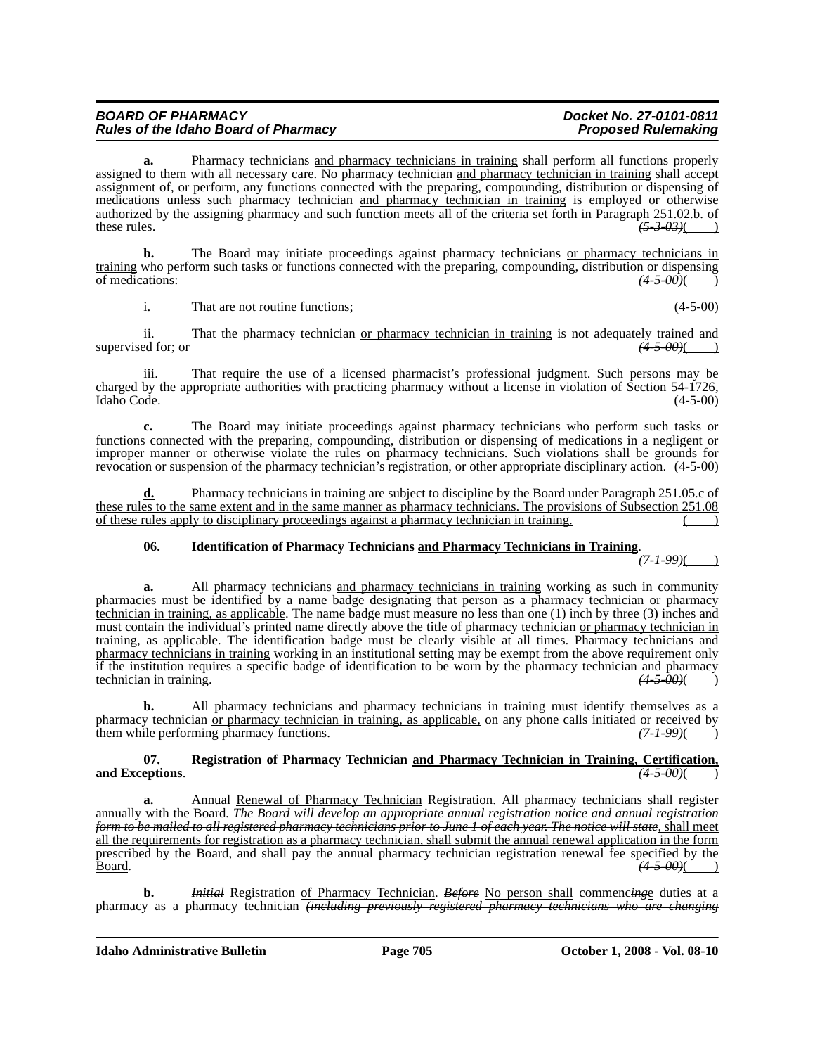**a.** Pharmacy technicians and pharmacy technicians in training shall perform all functions properly assigned to them with all necessary care. No pharmacy technician and pharmacy technician in training shall accept assignment of, or perform, any functions connected with the preparing, compounding, distribution or dispensing of medications unless such pharmacy technician and pharmacy technician in training is employed or otherwise authorized by the assigning pharmacy and such function meets all of the criteria set forth in Paragraph 251.02.b. of these rules. ~~(5-3-03)~~( )

**b.** The Board may initiate proceedings against pharmacy technicians or pharmacy technicians in training who perform such tasks or functions connected with the preparing, compounding, distribution or dispensing of medications: ~~(4-5-00)~~( )

i. That are not routine functions; (4-5-00)

ii. That the pharmacy technician or pharmacy technician in training is not adequately trained and supervised for; or ~~(4-5-00)~~( )

iii. That require the use of a licensed pharmacist's professional judgment. Such persons may be charged by the appropriate authorities with practicing pharmacy without a license in violation of Section 54-1726, Idaho Code. (4-5-00)

**c.** The Board may initiate proceedings against pharmacy technicians who perform such tasks or functions connected with the preparing, compounding, distribution or dispensing of medications in a negligent or improper manner or otherwise violate the rules on pharmacy technicians. Such violations shall be grounds for revocation or suspension of the pharmacy technician's registration, or other appropriate disciplinary action. (4-5-00)

**d.** Pharmacy technicians in training are subject to discipline by the Board under Paragraph 251.05.c of these rules to the same extent and in the same manner as pharmacy technicians. The provisions of Subsection 251.08 of these rules apply to disciplinary proceedings against a pharmacy technician in training. ( )

**06. Identification of Pharmacy Technicians and Pharmacy Technicians in Training**. ~~(7-1-99)~~( )

**a.** All pharmacy technicians and pharmacy technicians in training working as such in community pharmacies must be identified by a name badge designating that person as a pharmacy technician or pharmacy technician in training, as applicable. The name badge must measure no less than one (1) inch by three (3) inches and must contain the individual's printed name directly above the title of pharmacy technician or pharmacy technician in training, as applicable. The identification badge must be clearly visible at all times. Pharmacy technicians and pharmacy technicians in training working in an institutional setting may be exempt from the above requirement only if the institution requires a specific badge of identification to be worn by the pharmacy technician and pharmacy technician in training. ~~(4-5-00)~~( )

**b.** All pharmacy technicians and pharmacy technicians in training must identify themselves as a pharmacy technician or pharmacy technician in training, as applicable, on any phone calls initiated or received by them while performing pharmacy functions. ~~(7-1-99)~~( )

**07. Registration of Pharmacy Technician and Pharmacy Technician in Training, Certification, and Exceptions**. ~~(4-5-00)~~( )

**a.** Annual Renewal of Pharmacy Technician Registration. All pharmacy technicians shall register annually with the Board~~. The Board will develop an appropriate annual registration notice and annual registration form to be mailed to all registered pharmacy technicians prior to June 1 of each year. The notice will state~~, shall meet all the requirements for registration as a pharmacy technician, shall submit the annual renewal application in the form prescribed by the Board, and shall pay the annual pharmacy technician registration renewal fee specified by the Board. ~~(4-5-00)~~( )

**b.** ~~Initial~~ Registration of Pharmacy Technician. ~~Before~~ No person shall commenc~~ing~~e duties at a pharmacy as a pharmacy technician ~~(including previously registered pharmacy technicians who are changing~~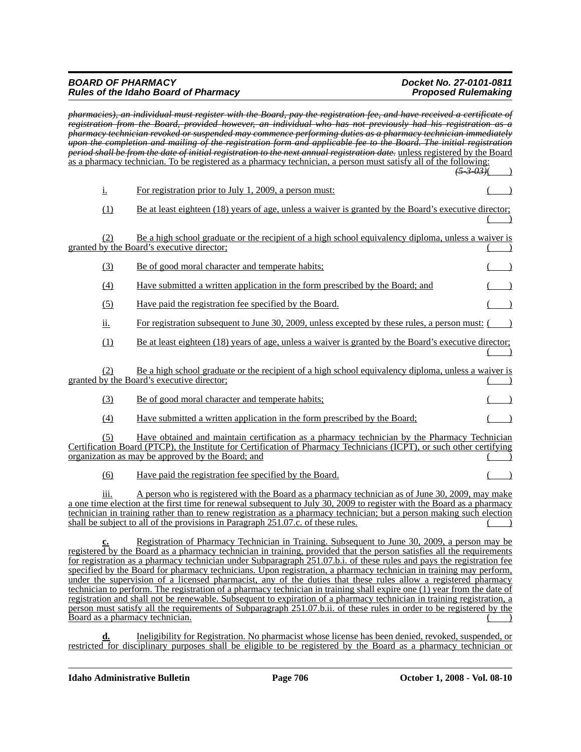~~*pharmacies), an individual must register with the Board, pay the registration fee, and have received a certificate of registration from the Board, provided however, an individual who has not previously had his registration as a pharmacy technician revoked or suspended may commence performing duties as a pharmacy technician immediately upon the completion and mailing of the registration form and applicable fee to the Board. The initial registration period shall be from the date of initial registration to the next annual registration date.*~~ unless registered by the Board as a pharmacy technician. To be registered as a pharmacy technician, a person must satisfy all of the following: ~~*(5-3-03)*~~( )

i. For registration prior to July 1, 2009, a person must: ( )

(1) Be at least eighteen (18) years of age, unless a waiver is granted by the Board's executive director; ( )

(2) Be a high school graduate or the recipient of a high school equivalency diploma, unless a waiver is granted by the Board's executive director; ( )

(3) Be of good moral character and temperate habits; ( )

(4) Have submitted a written application in the form prescribed by the Board; and ( )

(5) Have paid the registration fee specified by the Board. ( )

ii. For registration subsequent to June 30, 2009, unless excepted by these rules, a person must: ( )

(1) Be at least eighteen (18) years of age, unless a waiver is granted by the Board's executive director; ( )

(2) Be a high school graduate or the recipient of a high school equivalency diploma, unless a waiver is granted by the Board's executive director; ( )

(3) Be of good moral character and temperate habits; ( )

(4) Have submitted a written application in the form prescribed by the Board; ( )

(5) Have obtained and maintain certification as a pharmacy technician by the Pharmacy Technician Certification Board (PTCP), the Institute for Certification of Pharmacy Technicians (ICPT), or such other certifying organization as may be approved by the Board; and ( )

(6) Have paid the registration fee specified by the Board. ( )

iii. A person who is registered with the Board as a pharmacy technician as of June 30, 2009, may make a one time election at the first time for renewal subsequent to July 30, 2009 to register with the Board as a pharmacy technician in training rather than to renew registration as a pharmacy technician; but a person making such election shall be subject to all of the provisions in Paragraph 251.07.c. of these rules. ( )

**c.** Registration of Pharmacy Technician in Training. Subsequent to June 30, 2009, a person may be registered by the Board as a pharmacy technician in training, provided that the person satisfies all the requirements for registration as a pharmacy technician under Subparagraph 251.07.b.i. of these rules and pays the registration fee specified by the Board for pharmacy technicians. Upon registration, a pharmacy technician in training may perform, under the supervision of a licensed pharmacist, any of the duties that these rules allow a registered pharmacy technician to perform. The registration of a pharmacy technician in training shall expire one (1) year from the date of registration and shall not be renewable. Subsequent to expiration of a pharmacy technician in training registration, a person must satisfy all the requirements of Subparagraph 251.07.b.ii. of these rules in order to be registered by the Board as a pharmacy technician. ( )

**d.** Ineligibility for Registration. No pharmacist whose license has been denied, revoked, suspended, or restricted for disciplinary purposes shall be eligible to be registered by the Board as a pharmacy technician or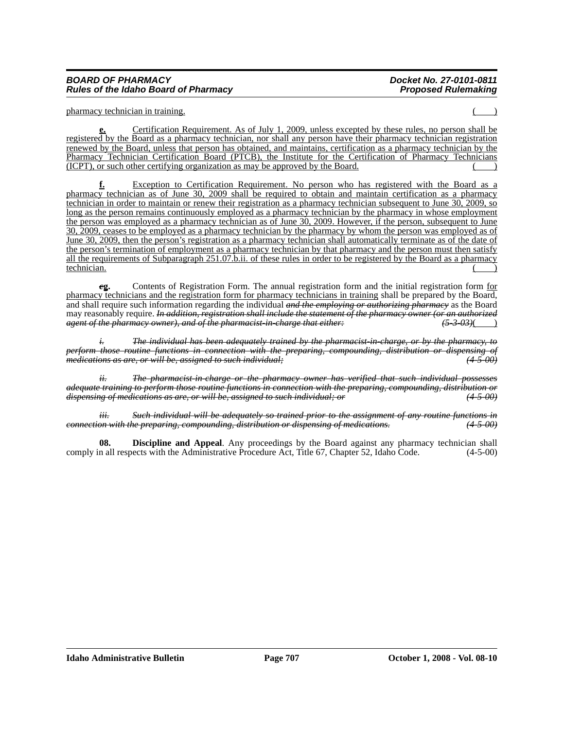pharmacy technician in training. ( )

**e.** Certification Requirement. As of July 1, 2009, unless excepted by these rules, no person shall be registered by the Board as a pharmacy technician, nor shall any person have their pharmacy technician registration renewed by the Board, unless that person has obtained, and maintains, certification as a pharmacy technician by the Pharmacy Technician Certification Board (PTCB), the Institute for the Certification of Pharmacy Technicians (ICPT), or such other certifying organization as may be approved by the Board. ( )

**f.** Exception to Certification Requirement. No person who has registered with the Board as a pharmacy technician as of June 30, 2009 shall be required to obtain and maintain certification as a pharmacy technician in order to maintain or renew their registration as a pharmacy technician subsequent to June 30, 2009, so long as the person remains continuously employed as a pharmacy technician by the pharmacy in whose employment the person was employed as a pharmacy technician as of June 30, 2009. However, if the person, subsequent to June 30, 2009, ceases to be employed as a pharmacy technician by the pharmacy by whom the person was employed as of June 30, 2009, then the person's registration as a pharmacy technician shall automatically terminate as of the date of the person's termination of employment as a pharmacy technician by that pharmacy and the person must then satisfy all the requirements of Subparagraph 251.07.b.ii. of these rules in order to be registered by the Board as a pharmacy technician. ( )

~~**e**~~**g.** Contents of Registration Form. The annual registration form and the initial registration form for pharmacy technicians and the registration form for pharmacy technicians in training shall be prepared by the Board, and shall require such information regarding the individual ~~*and the employing or authorizing pharmacy*~~ as the Board may reasonably require. ~~*In addition, registration shall include the statement of the pharmacy owner (or an authorized agent of the pharmacy owner), and of the pharmacist-in-charge that either:*~~ ~~*(5-3-03)*~~( )

~~*i. The individual has been adequately trained by the pharmacist-in-charge, or by the pharmacy, to perform those routine functions in connection with the preparing, compounding, distribution or dispensing of medications as are, or will be, assigned to such individual;*~~ ~~*(4-5-00)*~~

~~*ii. The pharmacist-in-charge or the pharmacy owner has verified that such individual possesses adequate training to perform those routine functions in connection with the preparing, compounding, distribution or dispensing of medications as are, or will be, assigned to such individual; or*~~ ~~*(4-5-00)*~~

~~*iii. Such individual will be adequately so trained prior to the assignment of any routine functions in connection with the preparing, compounding, distribution or dispensing of medications.*~~ ~~*(4-5-00)*~~

**08. Discipline and Appeal**. Any proceedings by the Board against any pharmacy technician shall comply in all respects with the Administrative Procedure Act, Title 67, Chapter 52, Idaho Code. (4-5-00)